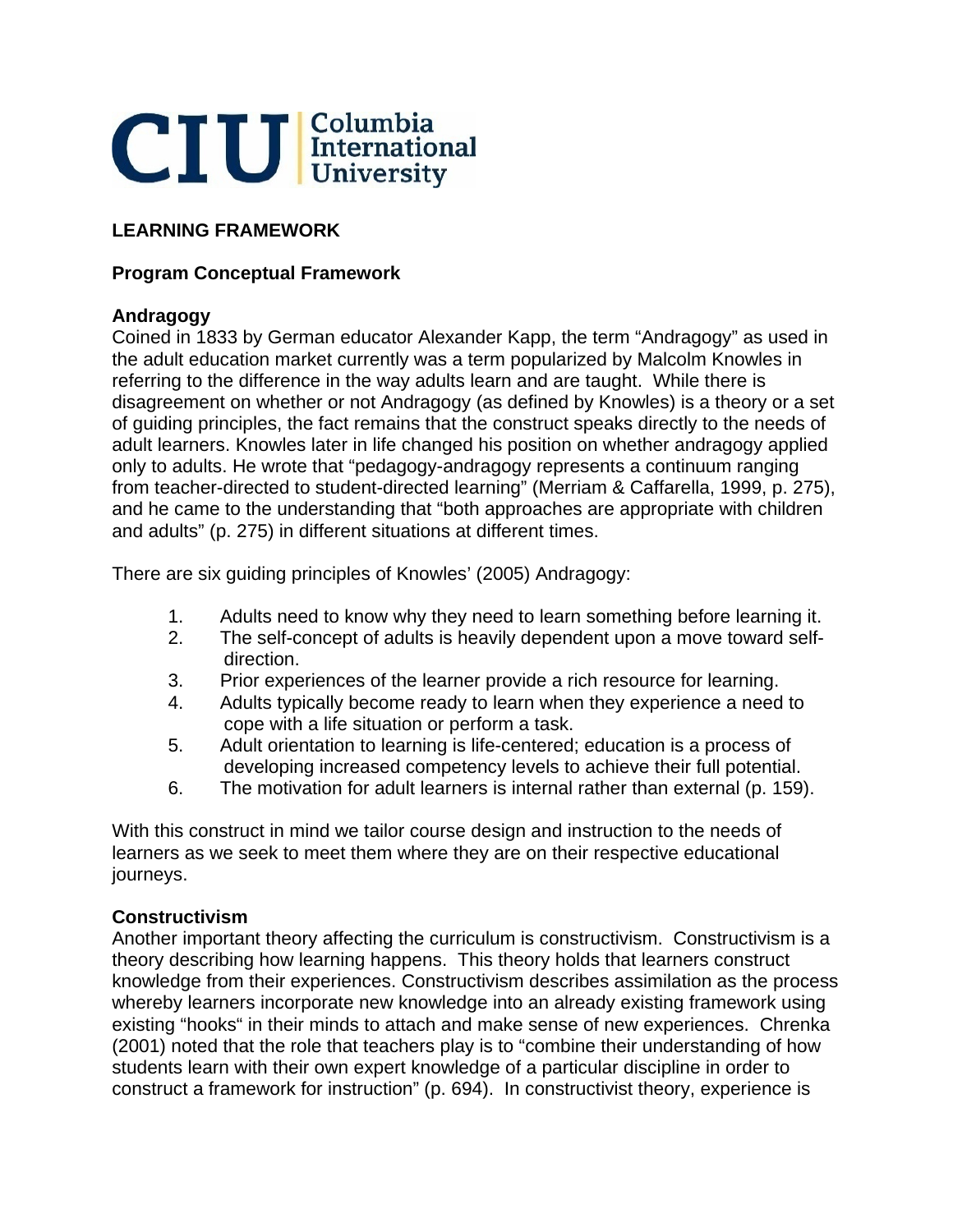CIU Columbia International University

**LEARNING FRAMEWORK**

**Program Conceptual Framework**

**Andragogy**

Coined in 1833 by German educator Alexander Kapp, the term "Andragogy" as used in the adult education market currently was a term popularized by Malcolm Knowles in referring to the difference in the way adults learn and are taught. While there is disagreement on whether or not Andragogy (as defined by Knowles) is a theory or a set of guiding principles, the fact remains that the construct speaks directly to the needs of adult learners. Knowles later in life changed his position on whether andragogy applied only to adults. He wrote that "pedagogy-andragogy represents a continuum ranging from teacher-directed to student-directed learning" (Merriam & Caffarella, 1999, p. 275), and he came to the understanding that "both approaches are appropriate with children and adults" (p. 275) in different situations at different times.

There are six guiding principles of Knowles' (2005) Andragogy:

1. Adults need to know why they need to learn something before learning it.
2. The self-concept of adults is heavily dependent upon a move toward self-direction.
3. Prior experiences of the learner provide a rich resource for learning.
4. Adults typically become ready to learn when they experience a need to cope with a life situation or perform a task.
5. Adult orientation to learning is life-centered; education is a process of developing increased competency levels to achieve their full potential.
6. The motivation for adult learners is internal rather than external (p. 159).

With this construct in mind we tailor course design and instruction to the needs of learners as we seek to meet them where they are on their respective educational journeys.

**Constructivism**

Another important theory affecting the curriculum is constructivism. Constructivism is a theory describing how learning happens. This theory holds that learners construct knowledge from their experiences. Constructivism describes assimilation as the process whereby learners incorporate new knowledge into an already existing framework using existing "hooks" in their minds to attach and make sense of new experiences. Chrenka (2001) noted that the role that teachers play is to "combine their understanding of how students learn with their own expert knowledge of a particular discipline in order to construct a framework for instruction" (p. 694). In constructivist theory, experience is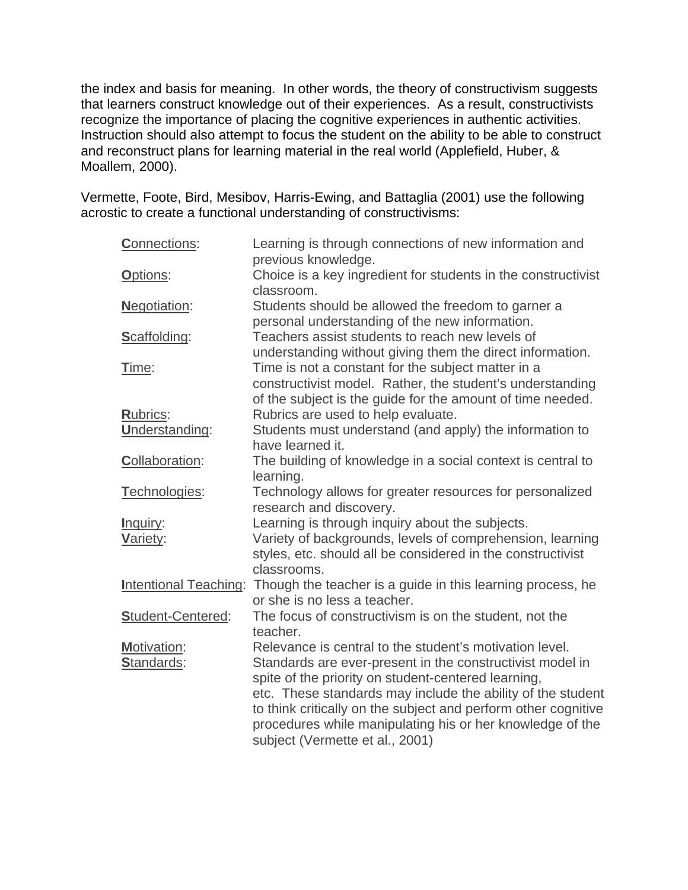the index and basis for meaning. In other words, the theory of constructivism suggests that learners construct knowledge out of their experiences. As a result, constructivists recognize the importance of placing the cognitive experiences in authentic activities. Instruction should also attempt to focus the student on the ability to be able to construct and reconstruct plans for learning material in the real world (Applefield, Huber, & Moallem, 2000).

Vermette, Foote, Bird, Mesibov, Harris-Ewing, and Battaglia (2001) use the following acrostic to create a functional understanding of constructivisms:

| | |
|---|---|
| **C**onnections: | Learning is through connections of new information and previous knowledge. |
| **O**ptions: | Choice is a key ingredient for students in the constructivist classroom. |
| **N**egotiation: | Students should be allowed the freedom to garner a personal understanding of the new information. |
| **S**caffolding: | Teachers assist students to reach new levels of understanding without giving them the direct information. |
| **T**ime: | Time is not a constant for the subject matter in a constructivist model. Rather, the student's understanding of the subject is the guide for the amount of time needed. |
| **R**ubrics: | Rubrics are used to help evaluate. |
| **U**nderstanding: | Students must understand (and apply) the information to have learned it. |
| **C**ollaboration: | The building of knowledge in a social context is central to learning. |
| **T**echnologies: | Technology allows for greater resources for personalized research and discovery. |
| **I**nquiry: | Learning is through inquiry about the subjects. |
| **V**ariety: | Variety of backgrounds, levels of comprehension, learning styles, etc. should all be considered in the constructivist classrooms. |
| **I**ntentional Teaching: | Though the teacher is a guide in this learning process, he or she is no less a teacher. |
| **S**tudent-Centered: | The focus of constructivism is on the student, not the teacher. |
| **M**otivation: | Relevance is central to the student's motivation level. |
| **S**tandards: | Standards are ever-present in the constructivist model in spite of the priority on student-centered learning, etc. These standards may include the ability of the student to think critically on the subject and perform other cognitive procedures while manipulating his or her knowledge of the subject (Vermette et al., 2001) |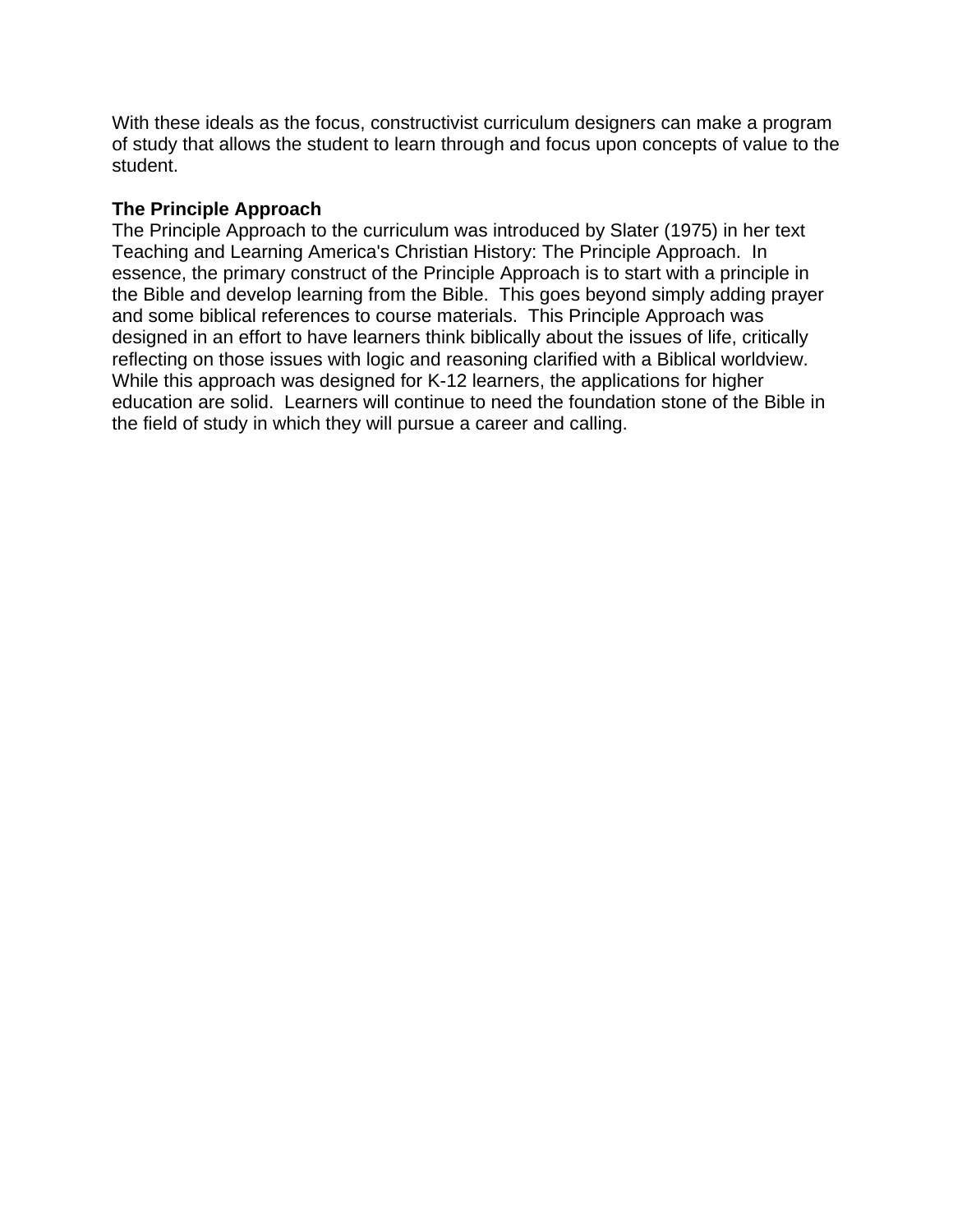With these ideals as the focus, constructivist curriculum designers can make a program of study that allows the student to learn through and focus upon concepts of value to the student.

**The Principle Approach**

The Principle Approach to the curriculum was introduced by Slater (1975) in her text Teaching and Learning America's Christian History: The Principle Approach. In essence, the primary construct of the Principle Approach is to start with a principle in the Bible and develop learning from the Bible. This goes beyond simply adding prayer and some biblical references to course materials. This Principle Approach was designed in an effort to have learners think biblically about the issues of life, critically reflecting on those issues with logic and reasoning clarified with a Biblical worldview. While this approach was designed for K-12 learners, the applications for higher education are solid. Learners will continue to need the foundation stone of the Bible in the field of study in which they will pursue a career and calling.